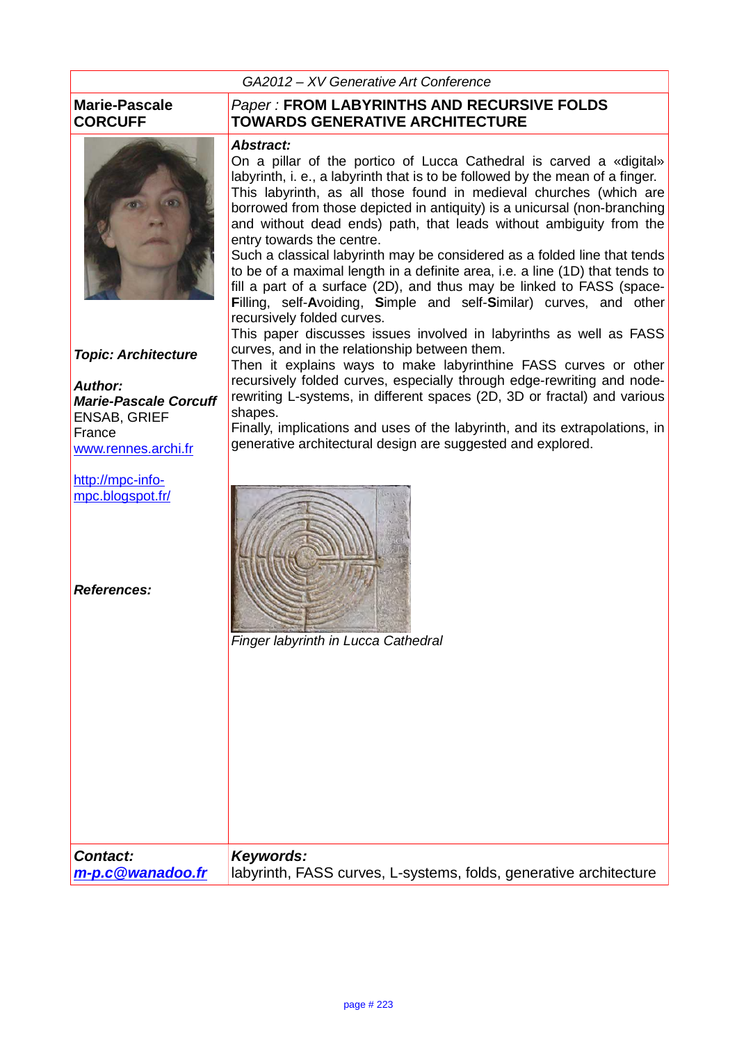GA2012 – XV Generative Art Conference

**Marie-Pascale CORCUFF**

*Paper :* **FROM LABYRINTHS AND RECURSIVE FOLDS TOWARDS GENERATIVE ARCHITECTURE**

***Abstract:***

On a pillar of the portico of Lucca Cathedral is carved a «digital» labyrinth, i. e., a labyrinth that is to be followed by the mean of a finger. This labyrinth, as all those found in medieval churches (which are borrowed from those depicted in antiquity) is a unicursal (non-branching and without dead ends) path, that leads without ambiguity from the entry towards the centre.

Such a classical labyrinth may be considered as a folded line that tends to be of a maximal length in a definite area, i.e. a line (1D) that tends to fill a part of a surface (2D), and thus may be linked to FASS (space-**F**illing, self-**A**voiding, **S**imple and self-**S**imilar) curves, and other recursively folded curves.

This paper discusses issues involved in labyrinths as well as FASS curves, and in the relationship between them.

Then it explains ways to make labyrinthine FASS curves or other recursively folded curves, especially through edge-rewriting and node-rewriting L-systems, in different spaces (2D, 3D or fractal) and various shapes.

Finally, implications and uses of the labyrinth, and its extrapolations, in generative architectural design are suggested and explored.

*Finger labyrinth in Lucca Cathedral*

***Topic: Architecture***

***Author:***
***Marie-Pascale Corcuff***
ENSAB, GRIEF
France
[www.rennes.archi.fr](www.rennes.archi.fr)

[http://mpc-info-mpc.blogspot.fr/](http://mpc-info-mpc.blogspot.fr/)

***References:***

***Contact:***
***[m-p.c@wanadoo.fr](mailto:m-p.c@wanadoo.fr)***

***Keywords:***
labyrinth, FASS curves, L-systems, folds, generative architecture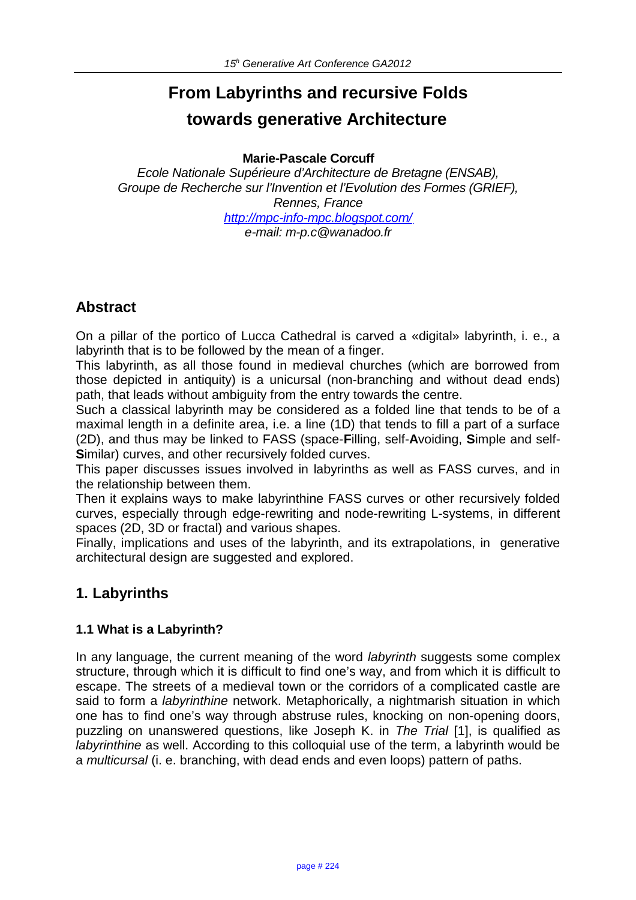# From Labyrinths and recursive Folds towards generative Architecture

**Marie-Pascale Corcuff**

*Ecole Nationale Supérieure d'Architecture de Bretagne (ENSAB),*
*Groupe de Recherche sur l'Invention et l'Evolution des Formes (GRIEF),*
*Rennes, France*
*http://mpc-info-mpc.blogspot.com/*
*e-mail: m-p.c@wanadoo.fr*

## Abstract

On a pillar of the portico of Lucca Cathedral is carved a «digital» labyrinth, i. e., a labyrinth that is to be followed by the mean of a finger.

This labyrinth, as all those found in medieval churches (which are borrowed from those depicted in antiquity) is a unicursal (non-branching and without dead ends) path, that leads without ambiguity from the entry towards the centre.

Such a classical labyrinth may be considered as a folded line that tends to be of a maximal length in a definite area, i.e. a line (1D) that tends to fill a part of a surface (2D), and thus may be linked to FASS (space-**F**illing, self-**A**voiding, **S**imple and self-**S**imilar) curves, and other recursively folded curves.

This paper discusses issues involved in labyrinths as well as FASS curves, and in the relationship between them.

Then it explains ways to make labyrinthine FASS curves or other recursively folded curves, especially through edge-rewriting and node-rewriting L-systems, in different spaces (2D, 3D or fractal) and various shapes.

Finally, implications and uses of the labyrinth, and its extrapolations, in generative architectural design are suggested and explored.

## 1. Labyrinths

### 1.1 What is a Labyrinth?

In any language, the current meaning of the word *labyrinth* suggests some complex structure, through which it is difficult to find one's way, and from which it is difficult to escape. The streets of a medieval town or the corridors of a complicated castle are said to form a *labyrinthine* network. Metaphorically, a nightmarish situation in which one has to find one's way through abstruse rules, knocking on non-opening doors, puzzling on unanswered questions, like Joseph K. in *The Trial* [1], is qualified as *labyrinthine* as well. According to this colloquial use of the term, a labyrinth would be a *multicursal* (i. e. branching, with dead ends and even loops) pattern of paths.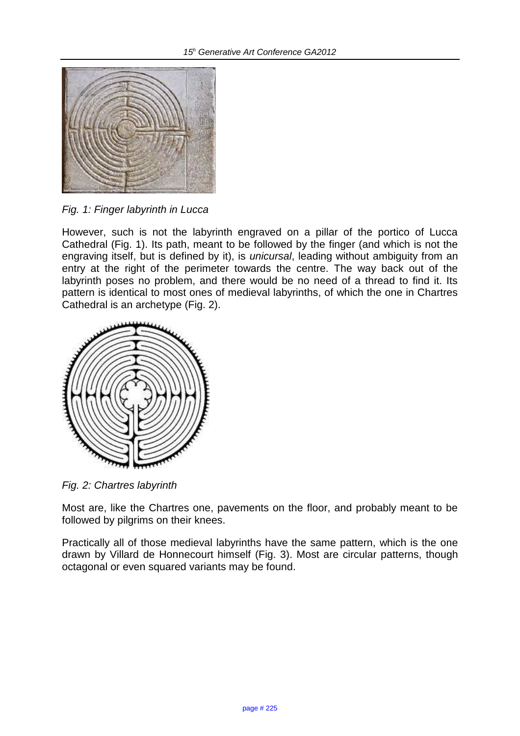*Fig. 1: Finger labyrinth in Lucca*

However, such is not the labyrinth engraved on a pillar of the portico of Lucca Cathedral (Fig. 1). Its path, meant to be followed by the finger (and which is not the engraving itself, but is defined by it), is *unicursal*, leading without ambiguity from an entry at the right of the perimeter towards the centre. The way back out of the labyrinth poses no problem, and there would be no need of a thread to find it. Its pattern is identical to most ones of medieval labyrinths, of which the one in Chartres Cathedral is an archetype (Fig. 2).

*Fig. 2: Chartres labyrinth*

Most are, like the Chartres one, pavements on the floor, and probably meant to be followed by pilgrims on their knees.

Practically all of those medieval labyrinths have the same pattern, which is the one drawn by Villard de Honnecourt himself (Fig. 3). Most are circular patterns, though octagonal or even squared variants may be found.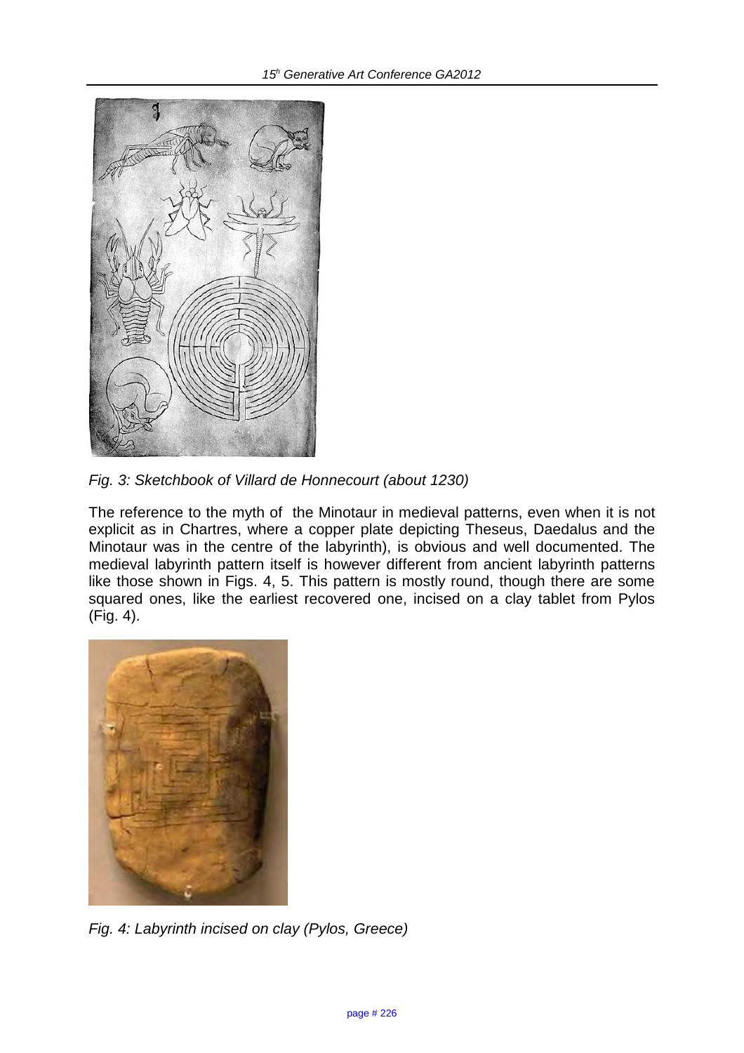*Fig. 3: Sketchbook of Villard de Honnecourt (about 1230)*

The reference to the myth of the Minotaur in medieval patterns, even when it is not explicit as in Chartres, where a copper plate depicting Theseus, Daedalus and the Minotaur was in the centre of the labyrinth), is obvious and well documented. The medieval labyrinth pattern itself is however different from ancient labyrinth patterns like those shown in Figs. 4, 5. This pattern is mostly round, though there are some squared ones, like the earliest recovered one, incised on a clay tablet from Pylos (Fig. 4).

*Fig. 4: Labyrinth incised on clay (Pylos, Greece)*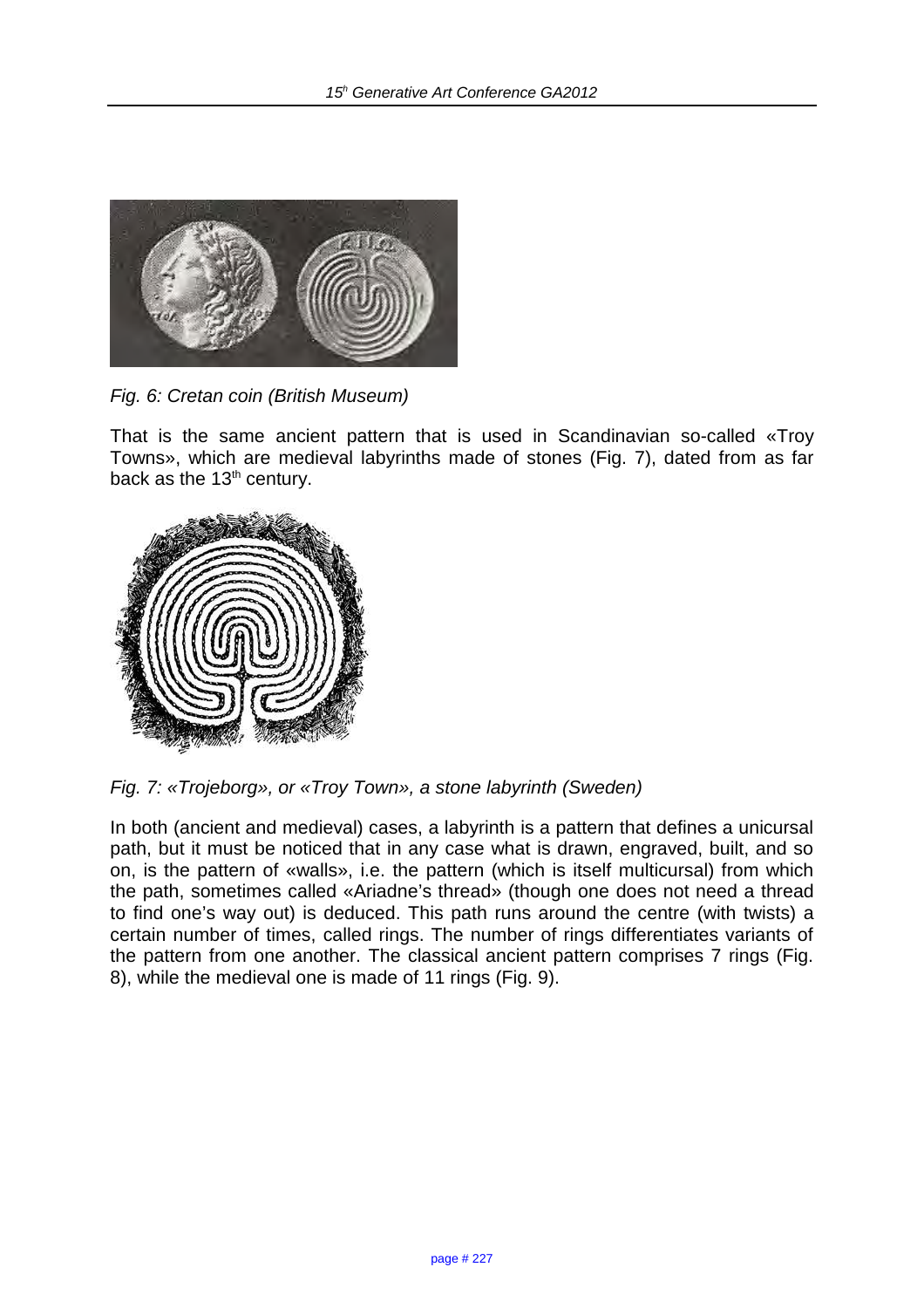*Fig. 6: Cretan coin (British Museum)*

That is the same ancient pattern that is used in Scandinavian so-called «Troy Towns», which are medieval labyrinths made of stones (Fig. 7), dated from as far back as the 13th century.

*Fig. 7: «Trojeborg», or «Troy Town», a stone labyrinth (Sweden)*

In both (ancient and medieval) cases, a labyrinth is a pattern that defines a unicursal path, but it must be noticed that in any case what is drawn, engraved, built, and so on, is the pattern of «walls», i.e. the pattern (which is itself multicursal) from which the path, sometimes called «Ariadne's thread» (though one does not need a thread to find one's way out) is deduced. This path runs around the centre (with twists) a certain number of times, called rings. The number of rings differentiates variants of the pattern from one another. The classical ancient pattern comprises 7 rings (Fig. 8), while the medieval one is made of 11 rings (Fig. 9).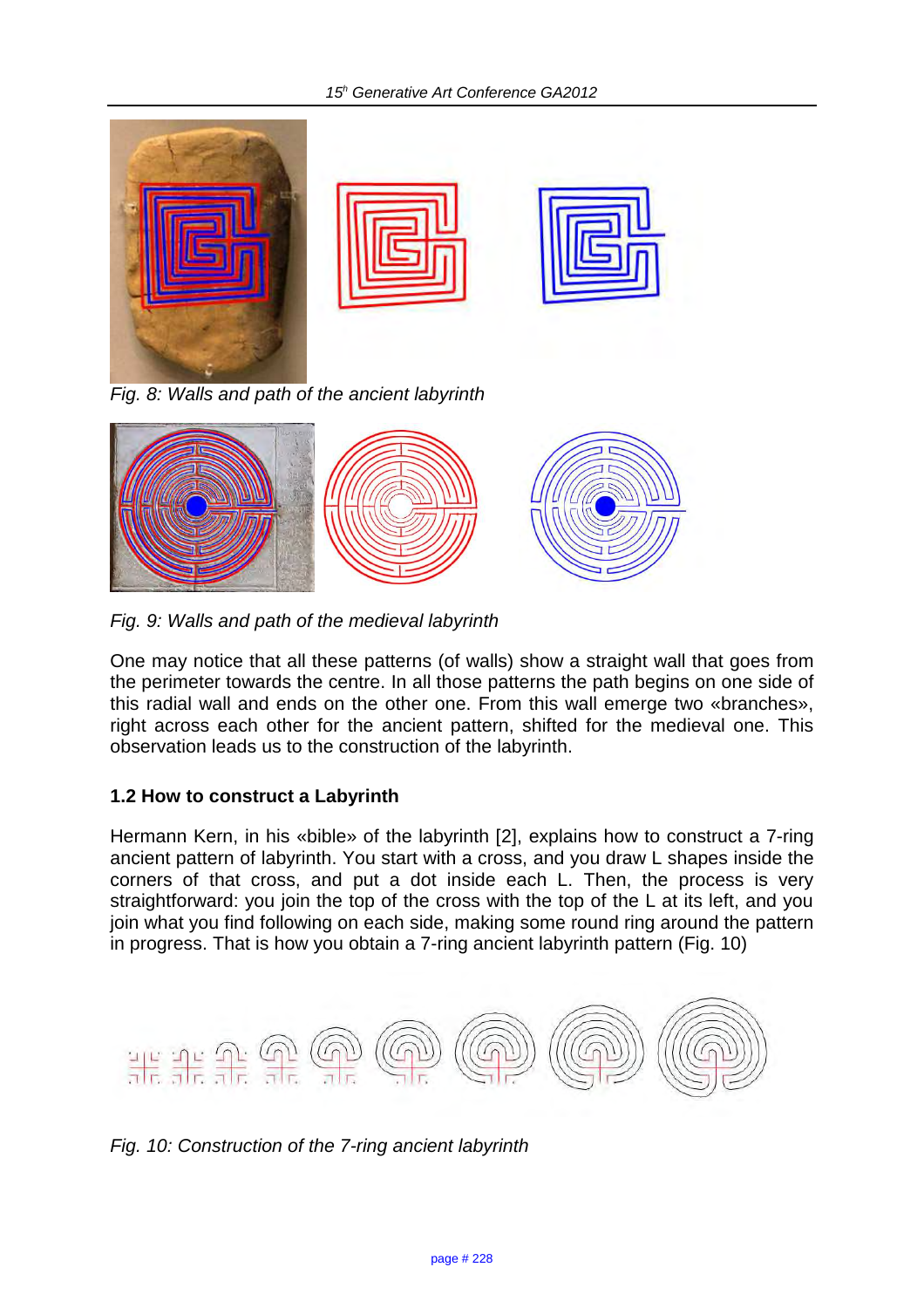Fig. 8: Walls and path of the ancient labyrinth

Fig. 9: Walls and path of the medieval labyrinth

One may notice that all these patterns (of walls) show a straight wall that goes from the perimeter towards the centre. In all those patterns the path begins on one side of this radial wall and ends on the other one. From this wall emerge two «branches», right across each other for the ancient pattern, shifted for the medieval one. This observation leads us to the construction of the labyrinth.

### 1.2 How to construct a Labyrinth

Hermann Kern, in his «bible» of the labyrinth [2], explains how to construct a 7-ring ancient pattern of labyrinth. You start with a cross, and you draw L shapes inside the corners of that cross, and put a dot inside each L. Then, the process is very straightforward: you join the top of the cross with the top of the L at its left, and you join what you find following on each side, making some round ring around the pattern in progress. That is how you obtain a 7-ring ancient labyrinth pattern (Fig. 10)

Fig. 10: Construction of the 7-ring ancient labyrinth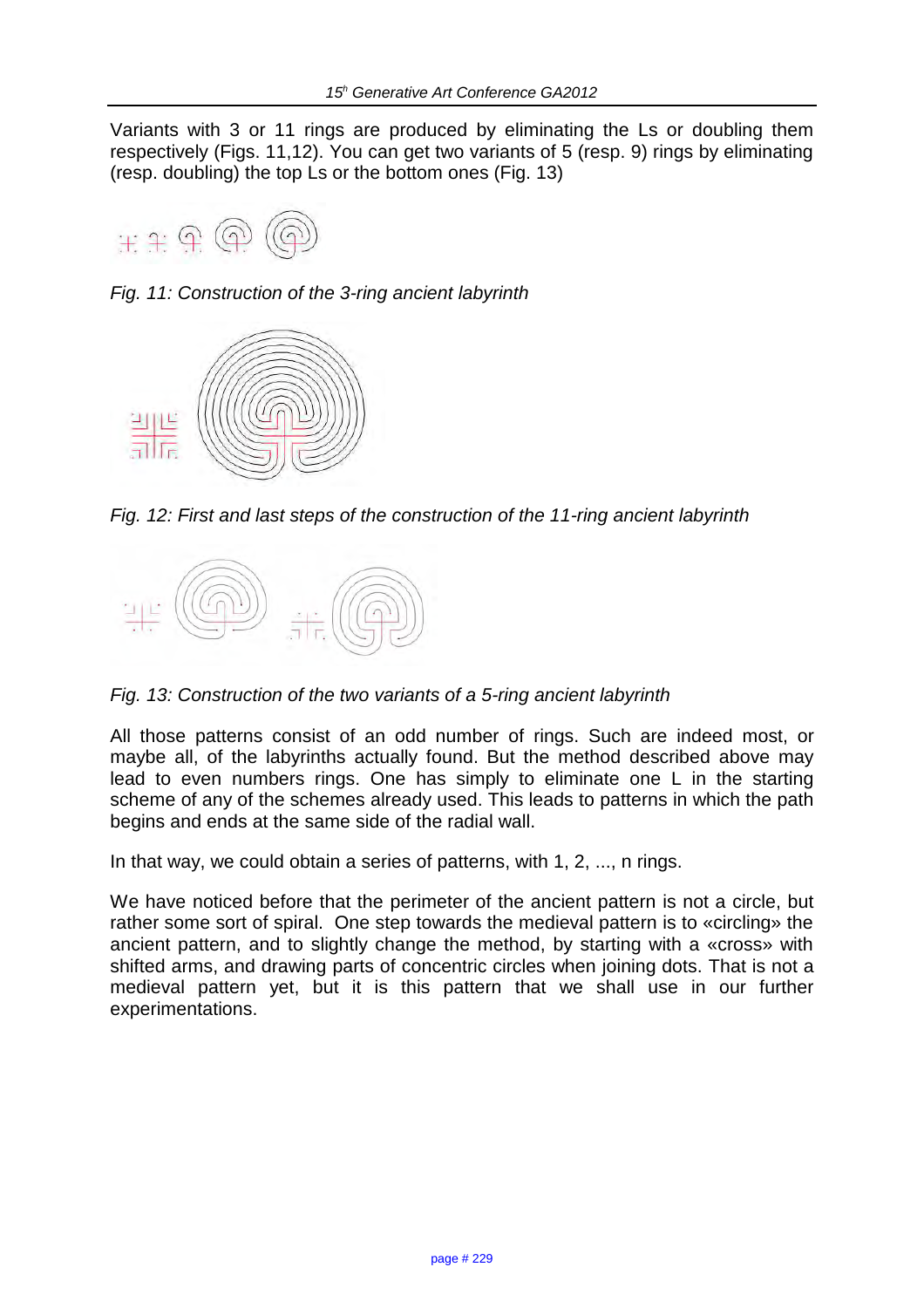Variants with 3 or 11 rings are produced by eliminating the Ls or doubling them respectively (Figs. 11,12). You can get two variants of 5 (resp. 9) rings by eliminating (resp. doubling) the top Ls or the bottom ones (Fig. 13)

*Fig. 11: Construction of the 3-ring ancient labyrinth*

*Fig. 12: First and last steps of the construction of the 11-ring ancient labyrinth*

*Fig. 13: Construction of the two variants of a 5-ring ancient labyrinth*

All those patterns consist of an odd number of rings. Such are indeed most, or maybe all, of the labyrinths actually found. But the method described above may lead to even numbers rings. One has simply to eliminate one L in the starting scheme of any of the schemes already used. This leads to patterns in which the path begins and ends at the same side of the radial wall.

In that way, we could obtain a series of patterns, with 1, 2, ..., n rings.

We have noticed before that the perimeter of the ancient pattern is not a circle, but rather some sort of spiral. One step towards the medieval pattern is to «circling» the ancient pattern, and to slightly change the method, by starting with a «cross» with shifted arms, and drawing parts of concentric circles when joining dots. That is not a medieval pattern yet, but it is this pattern that we shall use in our further experimentations.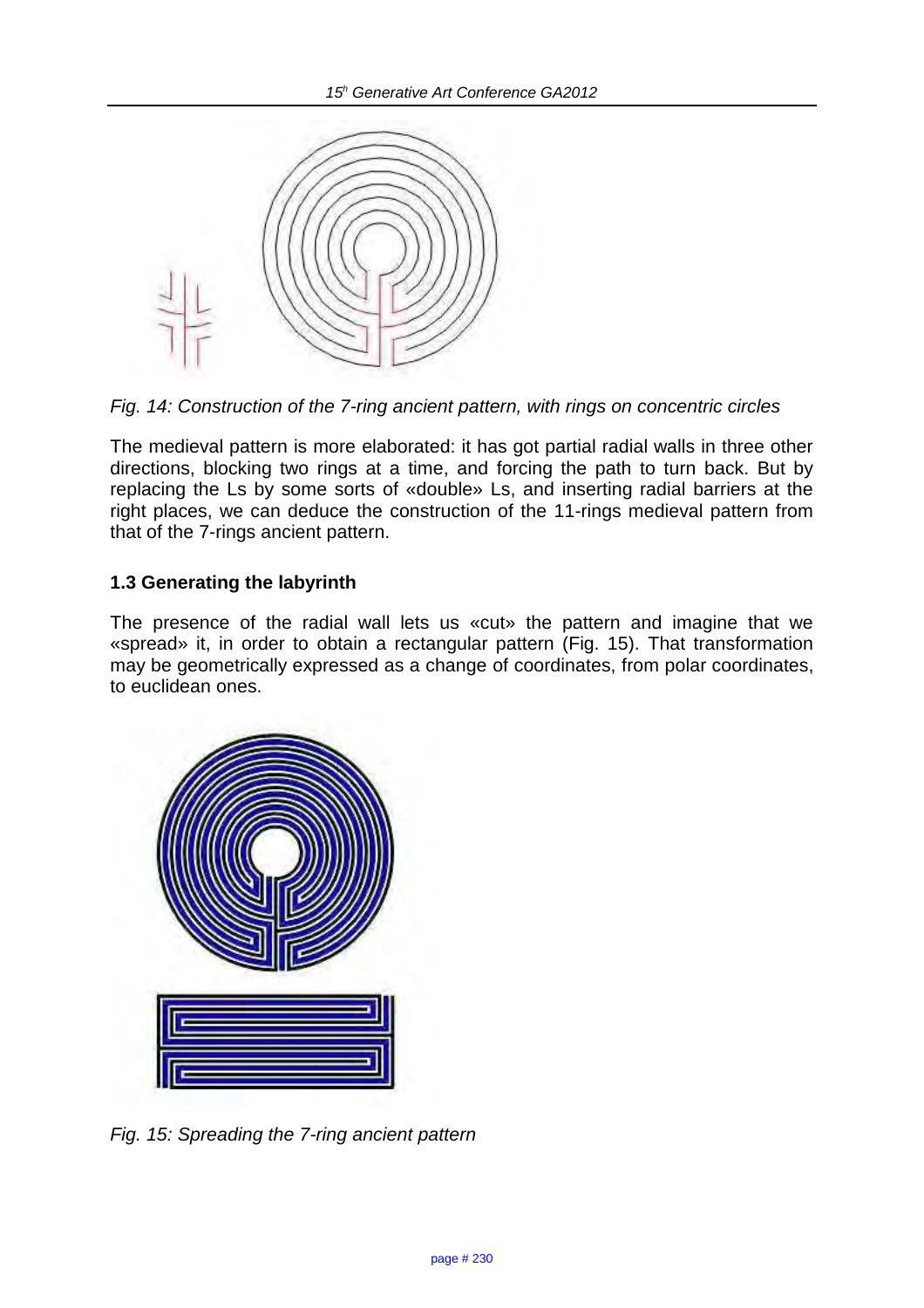*Fig. 14: Construction of the 7-ring ancient pattern, with rings on concentric circles*

The medieval pattern is more elaborated: it has got partial radial walls in three other directions, blocking two rings at a time, and forcing the path to turn back. But by replacing the Ls by some sorts of «double» Ls, and inserting radial barriers at the right places, we can deduce the construction of the 11-rings medieval pattern from that of the 7-rings ancient pattern.

### 1.3 Generating the labyrinth

The presence of the radial wall lets us «cut» the pattern and imagine that we «spread» it, in order to obtain a rectangular pattern (Fig. 15). That transformation may be geometrically expressed as a change of coordinates, from polar coordinates, to euclidean ones.

*Fig. 15: Spreading the 7-ring ancient pattern*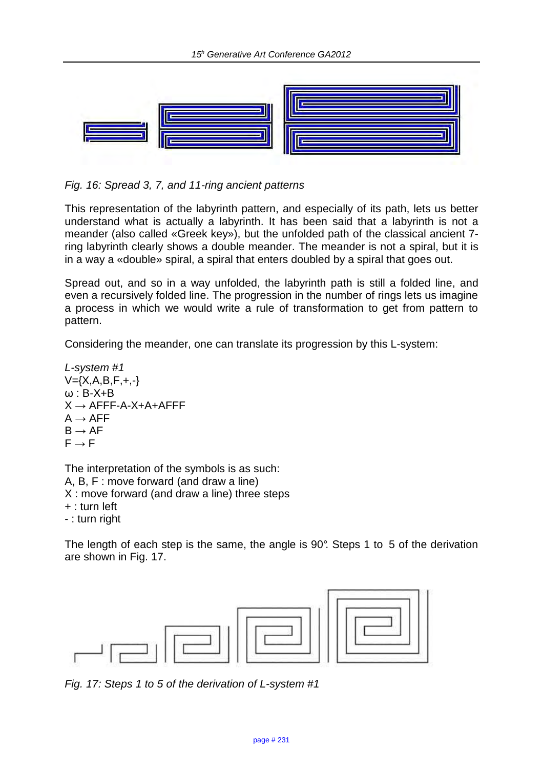Fig. 16: Spread 3, 7, and 11-ring ancient patterns

This representation of the labyrinth pattern, and especially of its path, lets us better understand what is actually a labyrinth. It has been said that a labyrinth is not a meander (also called «Greek key»), but the unfolded path of the classical ancient 7-ring labyrinth clearly shows a double meander. The meander is not a spiral, but it is in a way a «double» spiral, a spiral that enters doubled by a spiral that goes out.

Spread out, and so in a way unfolded, the labyrinth path is still a folded line, and even a recursively folded line. The progression in the number of rings lets us imagine a process in which we would write a rule of transformation to get from pattern to pattern.

Considering the meander, one can translate its progression by this L-system:

*L-system #1*
V={X,A,B,F,+,-}
ω : B-X+B
X → AFFF-A-X+A+AFFF
A → AFF
B → AF
F → F

The interpretation of the symbols is as such:
A, B, F : move forward (and draw a line)
X : move forward (and draw a line) three steps
+ : turn left
- : turn right

The length of each step is the same, the angle is 90°. Steps 1 to 5 of the derivation are shown in Fig. 17.

Fig. 17: Steps 1 to 5 of the derivation of L-system #1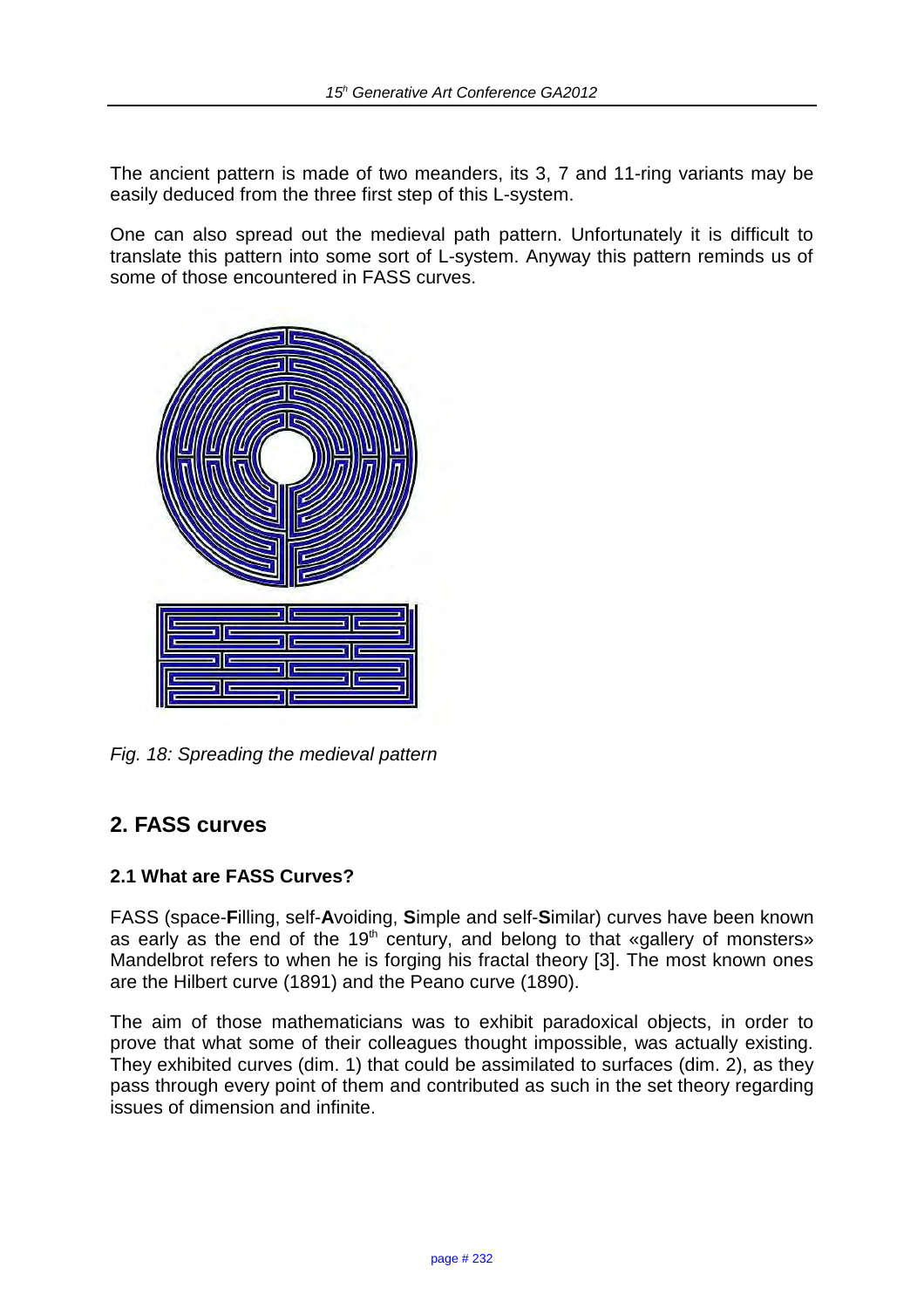The ancient pattern is made of two meanders, its 3, 7 and 11-ring variants may be easily deduced from the three first step of this L-system.

One can also spread out the medieval path pattern. Unfortunately it is difficult to translate this pattern into some sort of L-system. Anyway this pattern reminds us of some of those encountered in FASS curves.

*Fig. 18: Spreading the medieval pattern*

## 2. FASS curves

### 2.1 What are FASS Curves?

FASS (space-**F**illing, self-**A**voiding, **S**imple and self-**S**imilar) curves have been known as early as the end of the 19th century, and belong to that «gallery of monsters» Mandelbrot refers to when he is forging his fractal theory [3]. The most known ones are the Hilbert curve (1891) and the Peano curve (1890).

The aim of those mathematicians was to exhibit paradoxical objects, in order to prove that what some of their colleagues thought impossible, was actually existing. They exhibited curves (dim. 1) that could be assimilated to surfaces (dim. 2), as they pass through every point of them and contributed as such in the set theory regarding issues of dimension and infinite.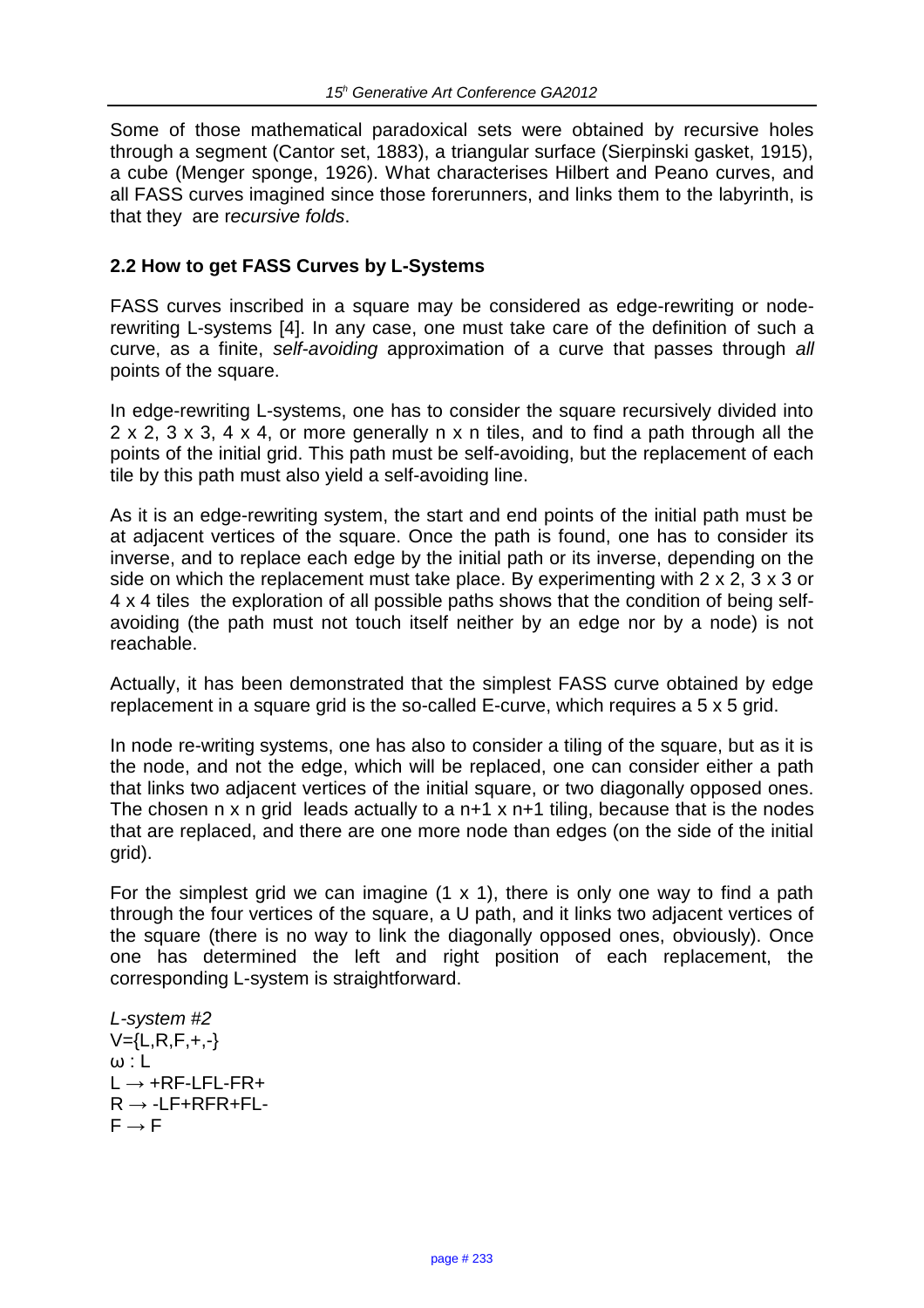Some of those mathematical paradoxical sets were obtained by recursive holes through a segment (Cantor set, 1883), a triangular surface (Sierpinski gasket, 1915), a cube (Menger sponge, 1926). What characterises Hilbert and Peano curves, and all FASS curves imagined since those forerunners, and links them to the labyrinth, is that they are r*ecursive folds*.

### 2.2 How to get FASS Curves by L-Systems

FASS curves inscribed in a square may be considered as edge-rewriting or node-rewriting L-systems [4]. In any case, one must take care of the definition of such a curve, as a finite, *self-avoiding* approximation of a curve that passes through *all* points of the square.

In edge-rewriting L-systems, one has to consider the square recursively divided into 2 x 2, 3 x 3, 4 x 4, or more generally n x n tiles, and to find a path through all the points of the initial grid. This path must be self-avoiding, but the replacement of each tile by this path must also yield a self-avoiding line.

As it is an edge-rewriting system, the start and end points of the initial path must be at adjacent vertices of the square. Once the path is found, one has to consider its inverse, and to replace each edge by the initial path or its inverse, depending on the side on which the replacement must take place. By experimenting with 2 x 2, 3 x 3 or 4 x 4 tiles the exploration of all possible paths shows that the condition of being self-avoiding (the path must not touch itself neither by an edge nor by a node) is not reachable.

Actually, it has been demonstrated that the simplest FASS curve obtained by edge replacement in a square grid is the so-called E-curve, which requires a 5 x 5 grid.

In node re-writing systems, one has also to consider a tiling of the square, but as it is the node, and not the edge, which will be replaced, one can consider either a path that links two adjacent vertices of the initial square, or two diagonally opposed ones. The chosen n x n grid leads actually to a n+1 x n+1 tiling, because that is the nodes that are replaced, and there are one more node than edges (on the side of the initial grid).

For the simplest grid we can imagine (1 x 1), there is only one way to find a path through the four vertices of the square, a U path, and it links two adjacent vertices of the square (there is no way to link the diagonally opposed ones, obviously). Once one has determined the left and right position of each replacement, the corresponding L-system is straightforward.

*L-system #2*
V={L,R,F,+,-}
ω : L
L → +RF-LFL-FR+
R → -LF+RFR+FL-
F → F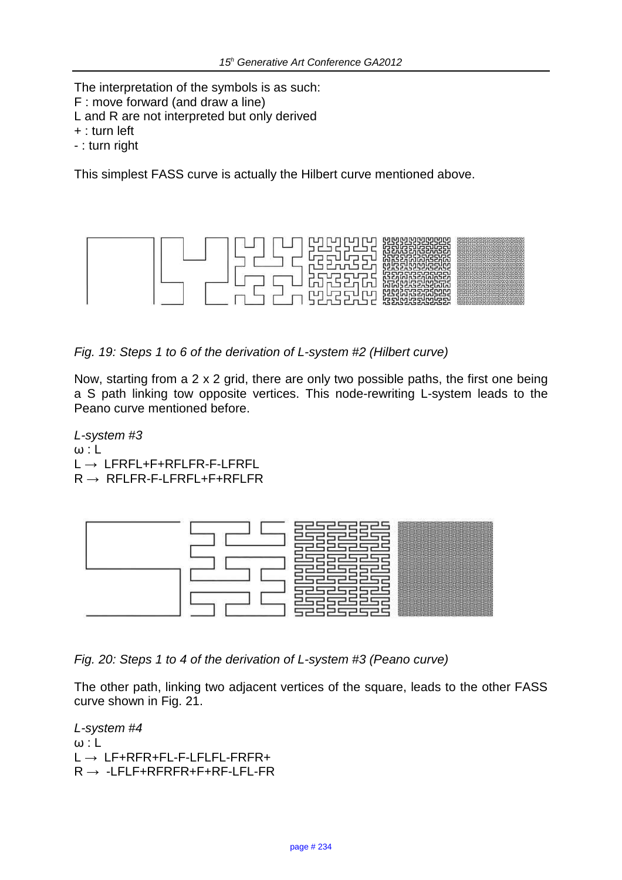The interpretation of the symbols is as such:
F : move forward (and draw a line)
L and R are not interpreted but only derived
+ : turn left
- : turn right

This simplest FASS curve is actually the Hilbert curve mentioned above.

*Fig. 19: Steps 1 to 6 of the derivation of L-system #2 (Hilbert curve)*

Now, starting from a 2 x 2 grid, there are only two possible paths, the first one being a S path linking tow opposite vertices. This node-rewriting L-system leads to the Peano curve mentioned before.

*L-system #3*
ω : L
L → LFRFL+F+RFLFR-F-LFRFL
R → RFLFR-F-LFRFL+F+RFLFR

*Fig. 20: Steps 1 to 4 of the derivation of L-system #3 (Peano curve)*

The other path, linking two adjacent vertices of the square, leads to the other FASS curve shown in Fig. 21.

*L-system #4*
ω : L
L → LF+RFR+FL-F-LFLFL-FRFR+
R → -LFLF+RFRFR+F+RF-LFL-FR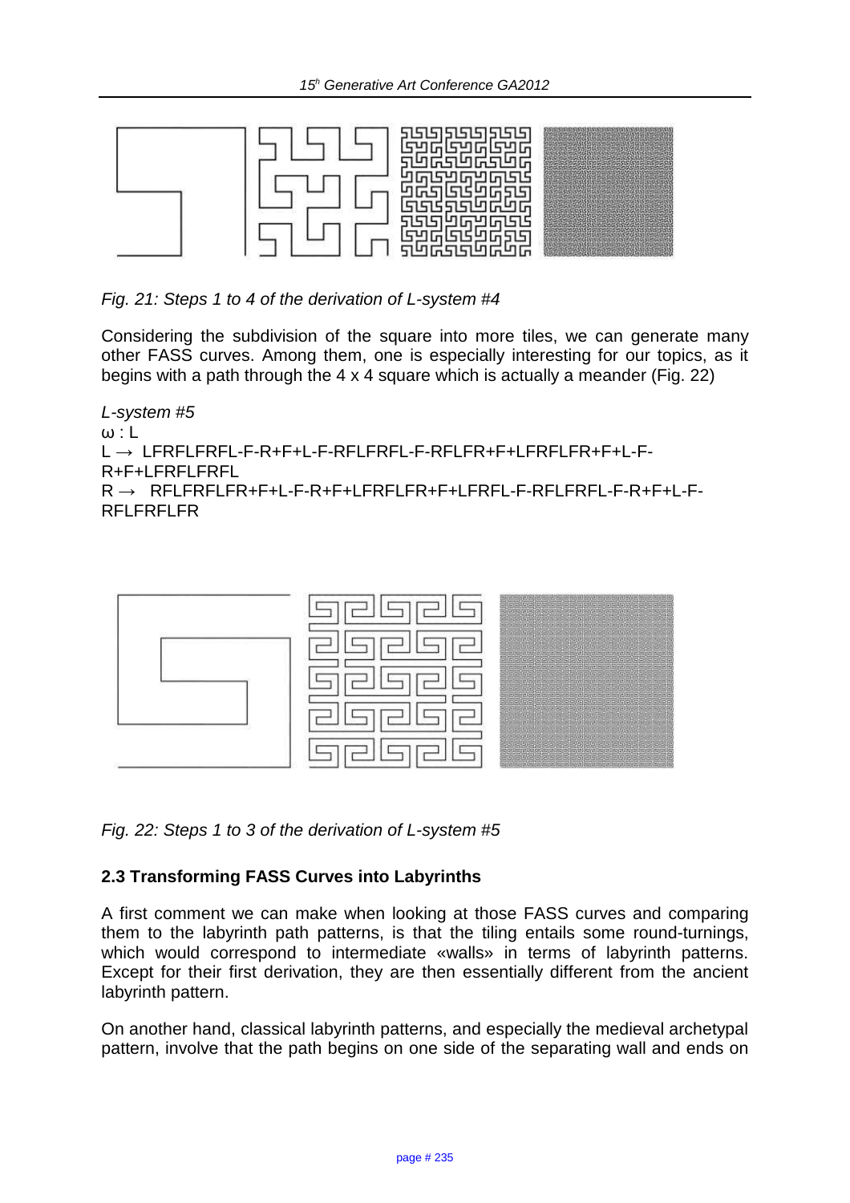*Fig. 21: Steps 1 to 4 of the derivation of L-system #4*

Considering the subdivision of the square into more tiles, we can generate many other FASS curves. Among them, one is especially interesting for our topics, as it begins with a path through the 4 x 4 square which is actually a meander (Fig. 22)

*L-system #5*
ω : L
L → LFRFLFRFL-F-R+F+L-F-RFLFRFL-F-RFLFR+F+LFRFLFR+F+L-F-R+F+LFRFLFRFL
R → RFLFRFLFR+F+L-F-R+F+LFRFLFR+F+LFRFL-F-RFLFRFL-F-R+F+L-F-RFLFRFLFR

*Fig. 22: Steps 1 to 3 of the derivation of L-system #5*

### 2.3 Transforming FASS Curves into Labyrinths

A first comment we can make when looking at those FASS curves and comparing them to the labyrinth path patterns, is that the tiling entails some round-turnings, which would correspond to intermediate «walls» in terms of labyrinth patterns. Except for their first derivation, they are then essentially different from the ancient labyrinth pattern.

On another hand, classical labyrinth patterns, and especially the medieval archetypal pattern, involve that the path begins on one side of the separating wall and ends on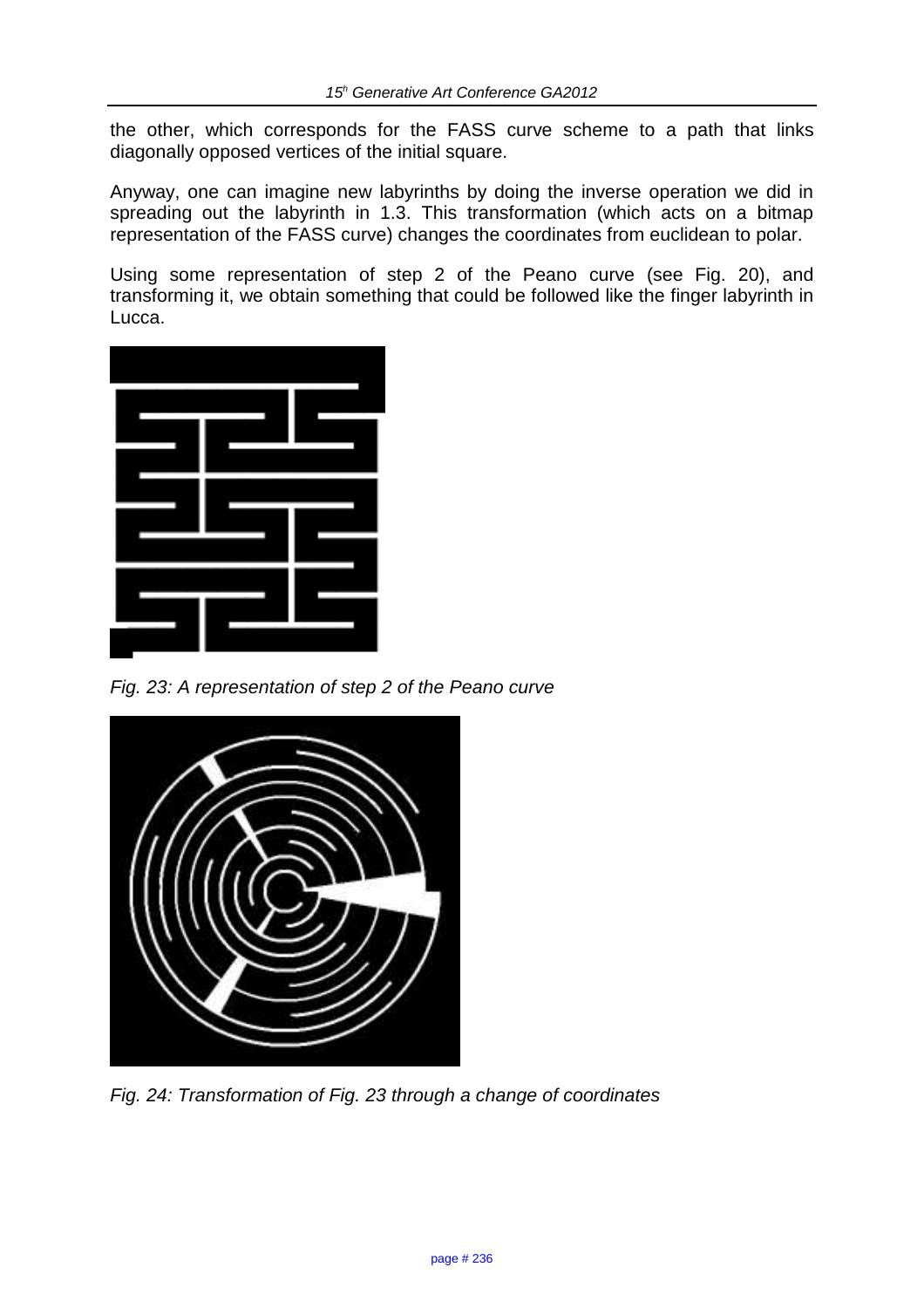the other, which corresponds for the FASS curve scheme to a path that links diagonally opposed vertices of the initial square.

Anyway, one can imagine new labyrinths by doing the inverse operation we did in spreading out the labyrinth in 1.3. This transformation (which acts on a bitmap representation of the FASS curve) changes the coordinates from euclidean to polar.

Using some representation of step 2 of the Peano curve (see Fig. 20), and transforming it, we obtain something that could be followed like the finger labyrinth in Lucca.

*Fig. 23: A representation of step 2 of the Peano curve*

*Fig. 24: Transformation of Fig. 23 through a change of coordinates*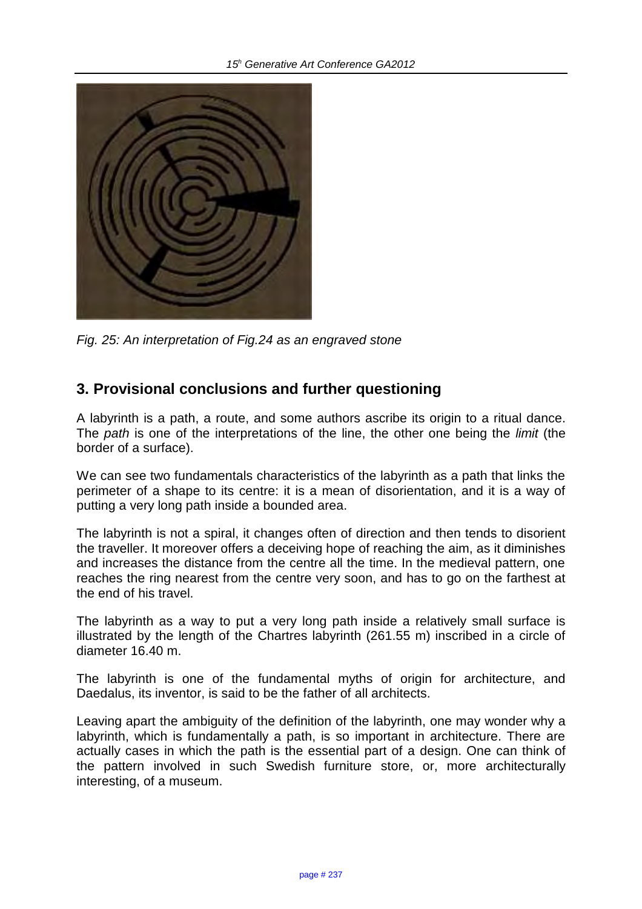*Fig. 25: An interpretation of Fig.24 as an engraved stone*

## 3. Provisional conclusions and further questioning

A labyrinth is a path, a route, and some authors ascribe its origin to a ritual dance. The *path* is one of the interpretations of the line, the other one being the *limit* (the border of a surface).

We can see two fundamentals characteristics of the labyrinth as a path that links the perimeter of a shape to its centre: it is a mean of disorientation, and it is a way of putting a very long path inside a bounded area.

The labyrinth is not a spiral, it changes often of direction and then tends to disorient the traveller. It moreover offers a deceiving hope of reaching the aim, as it diminishes and increases the distance from the centre all the time. In the medieval pattern, one reaches the ring nearest from the centre very soon, and has to go on the farthest at the end of his travel.

The labyrinth as a way to put a very long path inside a relatively small surface is illustrated by the length of the Chartres labyrinth (261.55 m) inscribed in a circle of diameter 16.40 m.

The labyrinth is one of the fundamental myths of origin for architecture, and Daedalus, its inventor, is said to be the father of all architects.

Leaving apart the ambiguity of the definition of the labyrinth, one may wonder why a labyrinth, which is fundamentally a path, is so important in architecture. There are actually cases in which the path is the essential part of a design. One can think of the pattern involved in such Swedish furniture store, or, more architecturally interesting, of a museum.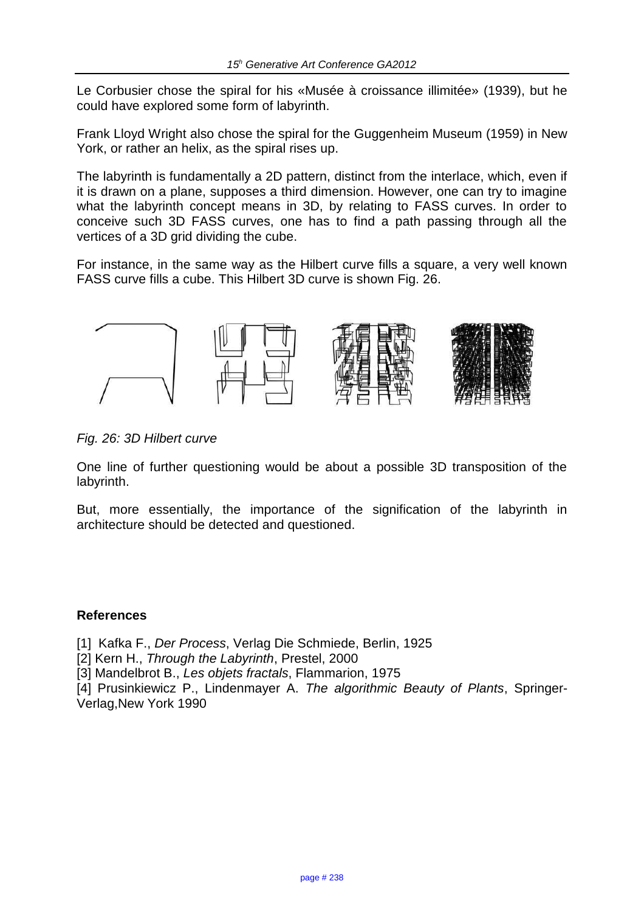Le Corbusier chose the spiral for his «Musée à croissance illimitée» (1939), but he could have explored some form of labyrinth.

Frank Lloyd Wright also chose the spiral for the Guggenheim Museum (1959) in New York, or rather an helix, as the spiral rises up.

The labyrinth is fundamentally a 2D pattern, distinct from the interlace, which, even if it is drawn on a plane, supposes a third dimension. However, one can try to imagine what the labyrinth concept means in 3D, by relating to FASS curves. In order to conceive such 3D FASS curves, one has to find a path passing through all the vertices of a 3D grid dividing the cube.

For instance, in the same way as the Hilbert curve fills a square, a very well known FASS curve fills a cube. This Hilbert 3D curve is shown Fig. 26.

*Fig. 26: 3D Hilbert curve*

One line of further questioning would be about a possible 3D transposition of the labyrinth.

But, more essentially, the importance of the signification of the labyrinth in architecture should be detected and questioned.

**References**

[1] Kafka F., *Der Process*, Verlag Die Schmiede, Berlin, 1925

[2] Kern H., *Through the Labyrinth*, Prestel, 2000

[3] Mandelbrot B., *Les objets fractals*, Flammarion, 1975

[4] Prusinkiewicz P., Lindenmayer A. *The algorithmic Beauty of Plants*, Springer-Verlag,New York 1990